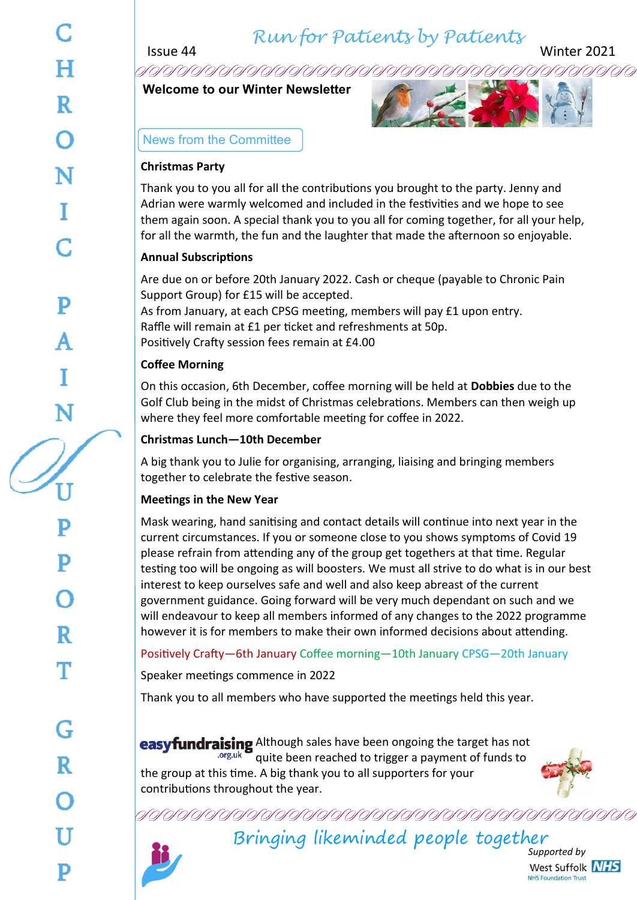# Run for Patients by Patients

Issue 44 Winter 2021

**Welcome to our Winter Newsletter**

## News from the Committee

### Christmas Party

Thank you to you all for all the contributions you brought to the party. Jenny and Adrian were warmly welcomed and included in the festivities and we hope to see them again soon. A special thank you to you all for coming together, for all your help, for all the warmth, the fun and the laughter that made the afternoon so enjoyable.

### Annual Subscriptions

Are due on or before 20th January 2022. Cash or cheque (payable to Chronic Pain Support Group) for £15 will be accepted.
As from January, at each CPSG meeting, members will pay £1 upon entry.
Raffle will remain at £1 per ticket and refreshments at 50p.
Positively Crafty session fees remain at £4.00

### Coffee Morning

On this occasion, 6th December, coffee morning will be held at **Dobbies** due to the Golf Club being in the midst of Christmas celebrations. Members can then weigh up where they feel more comfortable meeting for coffee in 2022.

### Christmas Lunch—10th December

A big thank you to Julie for organising, arranging, liaising and bringing members together to celebrate the festive season.

### Meetings in the New Year

Mask wearing, hand sanitising and contact details will continue into next year in the current circumstances. If you or someone close to you shows symptoms of Covid 19 please refrain from attending any of the group get togethers at that time. Regular testing too will be ongoing as will boosters. We must all strive to do what is in our best interest to keep ourselves safe and well and also keep abreast of the current government guidance. Going forward will be very much dependant on such and we will endeavour to keep all members informed of any changes to the 2022 programme however it is for members to make their own informed decisions about attending.

Positively Crafty—6th January Coffee morning—10th January CPSG—20th January

Speaker meetings commence in 2022

Thank you to all members who have supported the meetings held this year.

**easyfundraising**.org.uk Although sales have been ongoing the target has not quite been reached to trigger a payment of funds to the group at this time. A big thank you to all supporters for your contributions throughout the year.

Bringing likeminded people together

Supported by West Suffolk NHS Foundation Trust

CHRONIC PAIN SUPPORT GROUP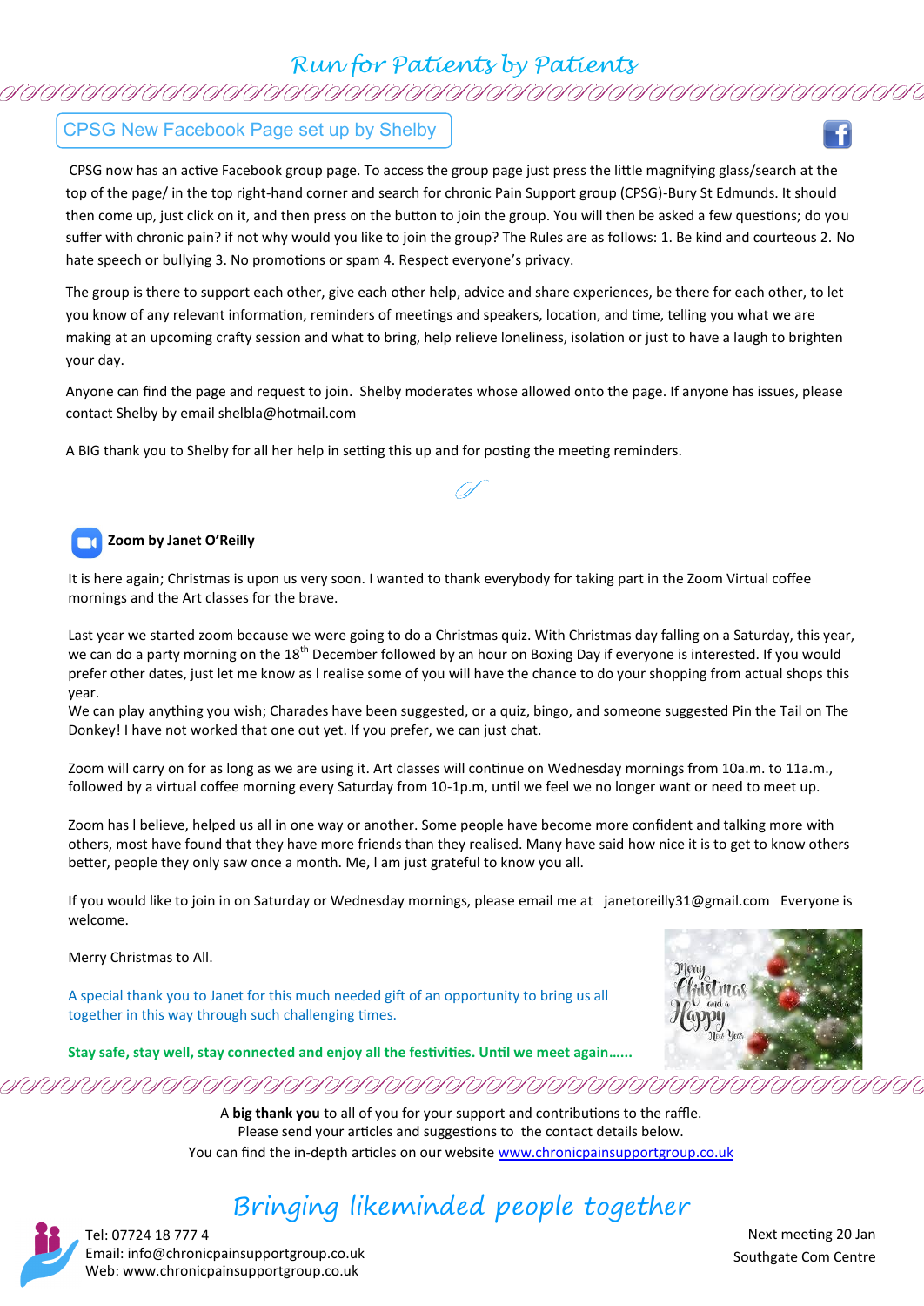*Run for Patients by Patients*

## CPSG New Facebook Page set up by Shelby

CPSG now has an active Facebook group page. To access the group page just press the little magnifying glass/search at the top of the page/ in the top right-hand corner and search for chronic Pain Support group (CPSG)-Bury St Edmunds. It should then come up, just click on it, and then press on the button to join the group. You will then be asked a few questions; do you suffer with chronic pain? if not why would you like to join the group? The Rules are as follows: 1. Be kind and courteous 2. No hate speech or bullying 3. No promotions or spam 4. Respect everyone's privacy.

The group is there to support each other, give each other help, advice and share experiences, be there for each other, to let you know of any relevant information, reminders of meetings and speakers, location, and time, telling you what we are making at an upcoming crafty session and what to bring, help relieve loneliness, isolation or just to have a laugh to brighten your day.

Anyone can find the page and request to join. Shelby moderates whose allowed onto the page. If anyone has issues, please contact Shelby by email shelbla@hotmail.com

A BIG thank you to Shelby for all her help in setting this up and for posting the meeting reminders.

## Zoom by Janet O'Reilly

It is here again; Christmas is upon us very soon. I wanted to thank everybody for taking part in the Zoom Virtual coffee mornings and the Art classes for the brave.

Last year we started zoom because we were going to do a Christmas quiz. With Christmas day falling on a Saturday, this year, we can do a party morning on the 18th December followed by an hour on Boxing Day if everyone is interested. If you would prefer other dates, just let me know as I realise some of you will have the chance to do your shopping from actual shops this year.
We can play anything you wish; Charades have been suggested, or a quiz, bingo, and someone suggested Pin the Tail on The Donkey! I have not worked that one out yet. If you prefer, we can just chat.

Zoom will carry on for as long as we are using it. Art classes will continue on Wednesday mornings from 10a.m. to 11a.m., followed by a virtual coffee morning every Saturday from 10-1p.m, until we feel we no longer want or need to meet up.

Zoom has I believe, helped us all in one way or another. Some people have become more confident and talking more with others, most have found that they have more friends than they realised. Many have said how nice it is to get to know others better, people they only saw once a month. Me, I am just grateful to know you all.

If you would like to join in on Saturday or Wednesday mornings, please email me at janetoreilly31@gmail.com Everyone is welcome.

Merry Christmas to All.

A special thank you to Janet for this much needed gift of an opportunity to bring us all together in this way through such challenging times.

**Stay safe, stay well, stay connected and enjoy all the festivities. Until we meet again......**

A **big thank you** to all of you for your support and contributions to the raffle.
Please send your articles and suggestions to the contact details below.
You can find the in-depth articles on our website [www.chronicpainsupportgroup.co.uk](www.chronicpainsupportgroup.co.uk)

*Bringing likeminded people together*

Tel: 07724 18 777 4
Email: info@chronicpainsupportgroup.co.uk
Web: www.chronicpainsupportgroup.co.uk

Next meeting 20 Jan
Southgate Com Centre